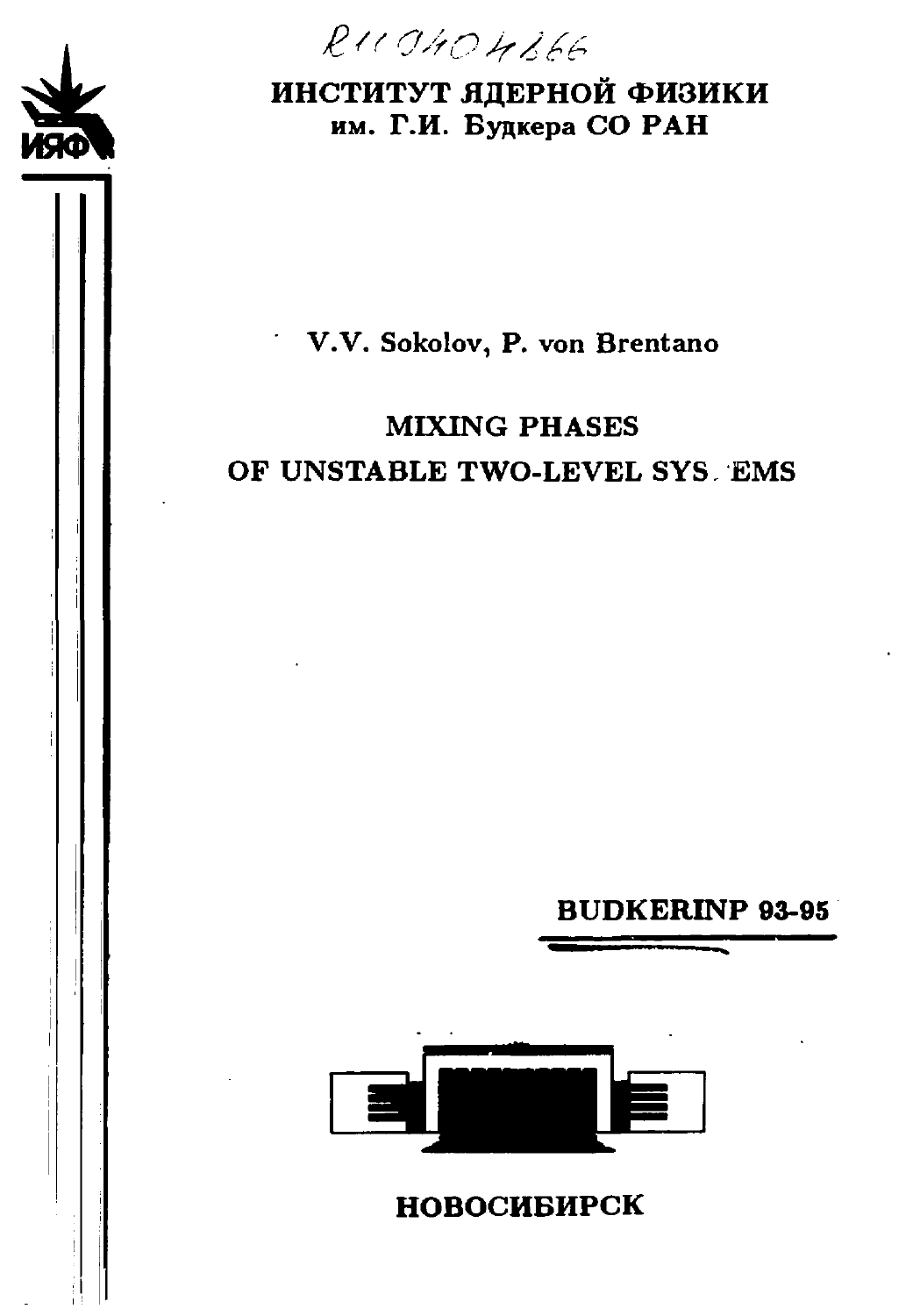RU9404266

**ИНСТИТУТ ЯДЕРНОЙ ФИЗИКИ**
**им. Г.И. Будкера СО РАН**

**V.V. Sokolov, P. von Brentano**

# MIXING PHASES OF UNSTABLE TWO-LEVEL SYSTEMS

**BUDKERINP 93-95**

**НОВОСИБИРСК**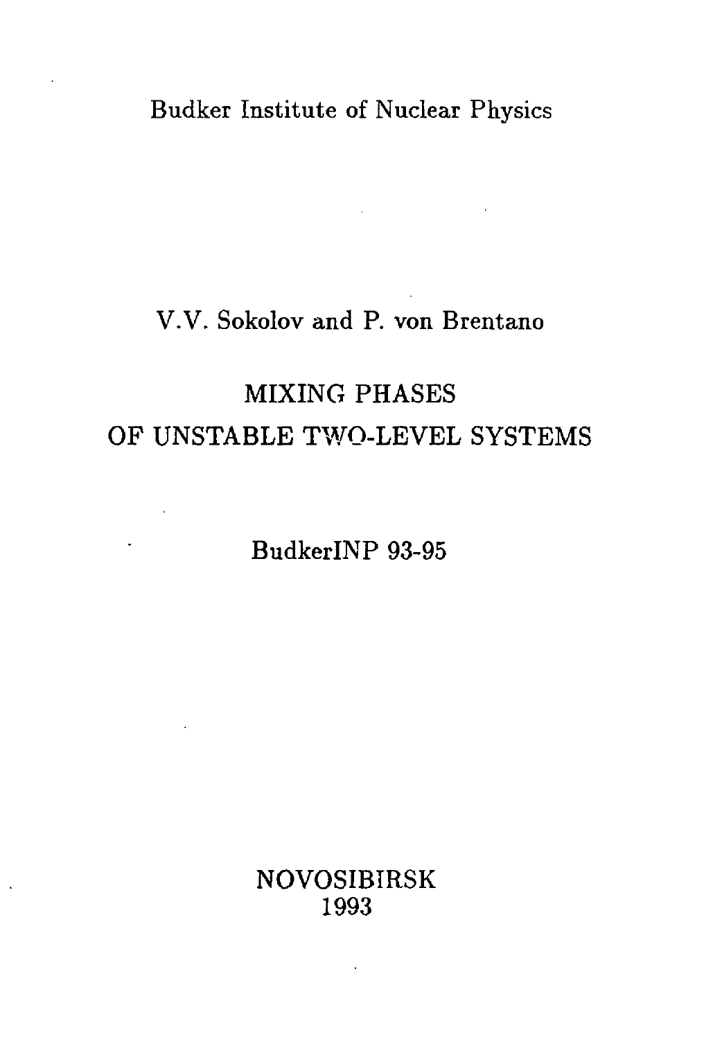Budker Institute of Nuclear Physics

V.V. Sokolov and P. von Brentano

# MIXING PHASES OF UNSTABLE TWO-LEVEL SYSTEMS

BudkerINP 93-95

NOVOSIBIRSK
1993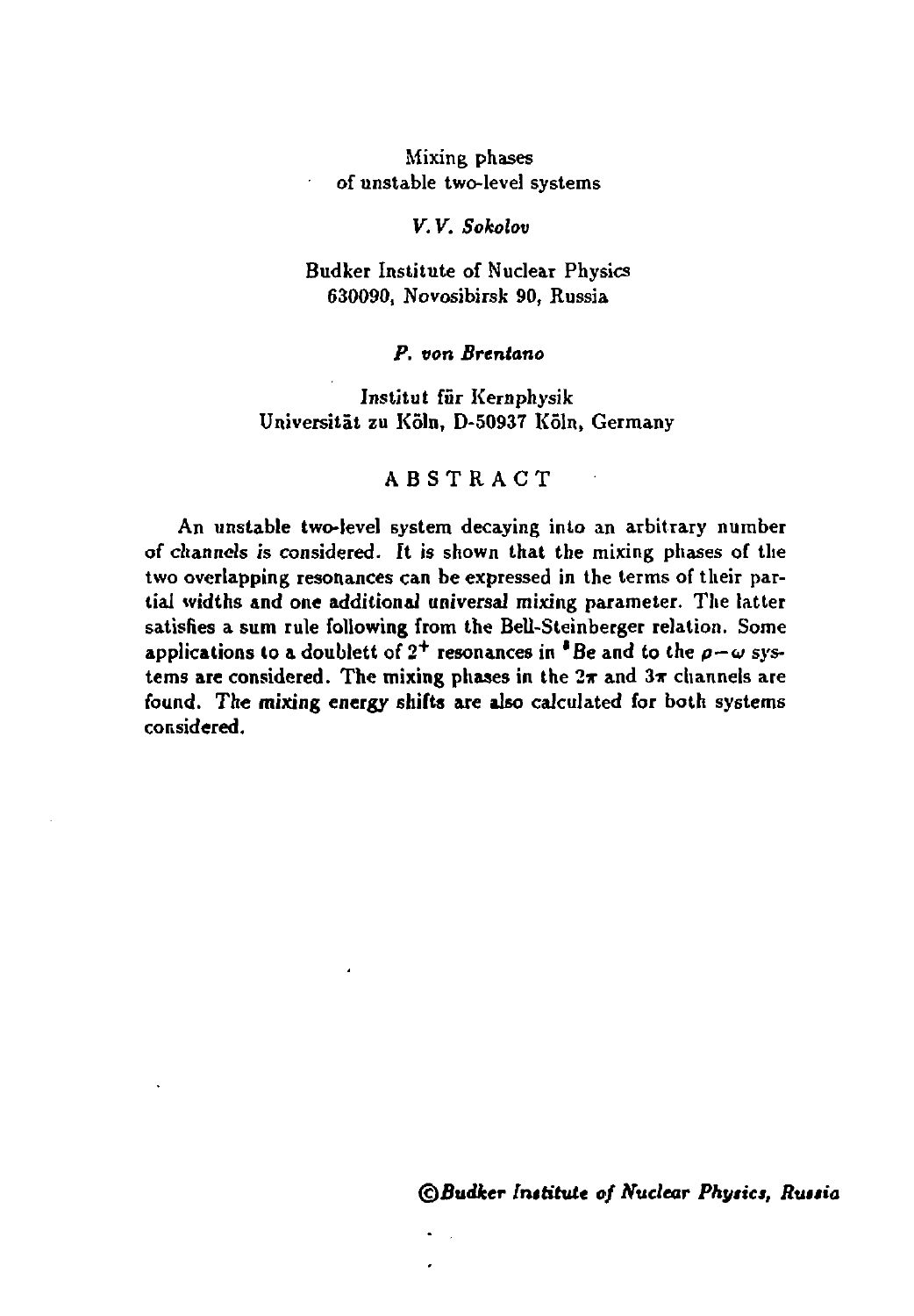# Mixing phases of unstable two-level systems

*V. V. Sokolov*

Budker Institute of Nuclear Physics
630090, Novosibirsk 90, Russia

***P. von Brentano***

Institut für Kernphysik
Universität zu Köln, D-50937 Köln, Germany

## ABSTRACT

An unstable two-level system decaying into an arbitrary number of channels is considered. It is shown that the mixing phases of the two overlapping resonances can be expressed in the terms of their partial widths and one additional universal mixing parameter. The latter satisfies a sum rule following from the Bell-Steinberger relation. Some applications to a doublett of $2^+$ resonances in $^8Be$ and to the $\rho-\omega$ systems are considered. The mixing phases in the $2\pi$ and $3\pi$ channels are found. The mixing energy shifts are also calculated for both systems considered.

*©Budker Institute of Nuclear Physics, Russia*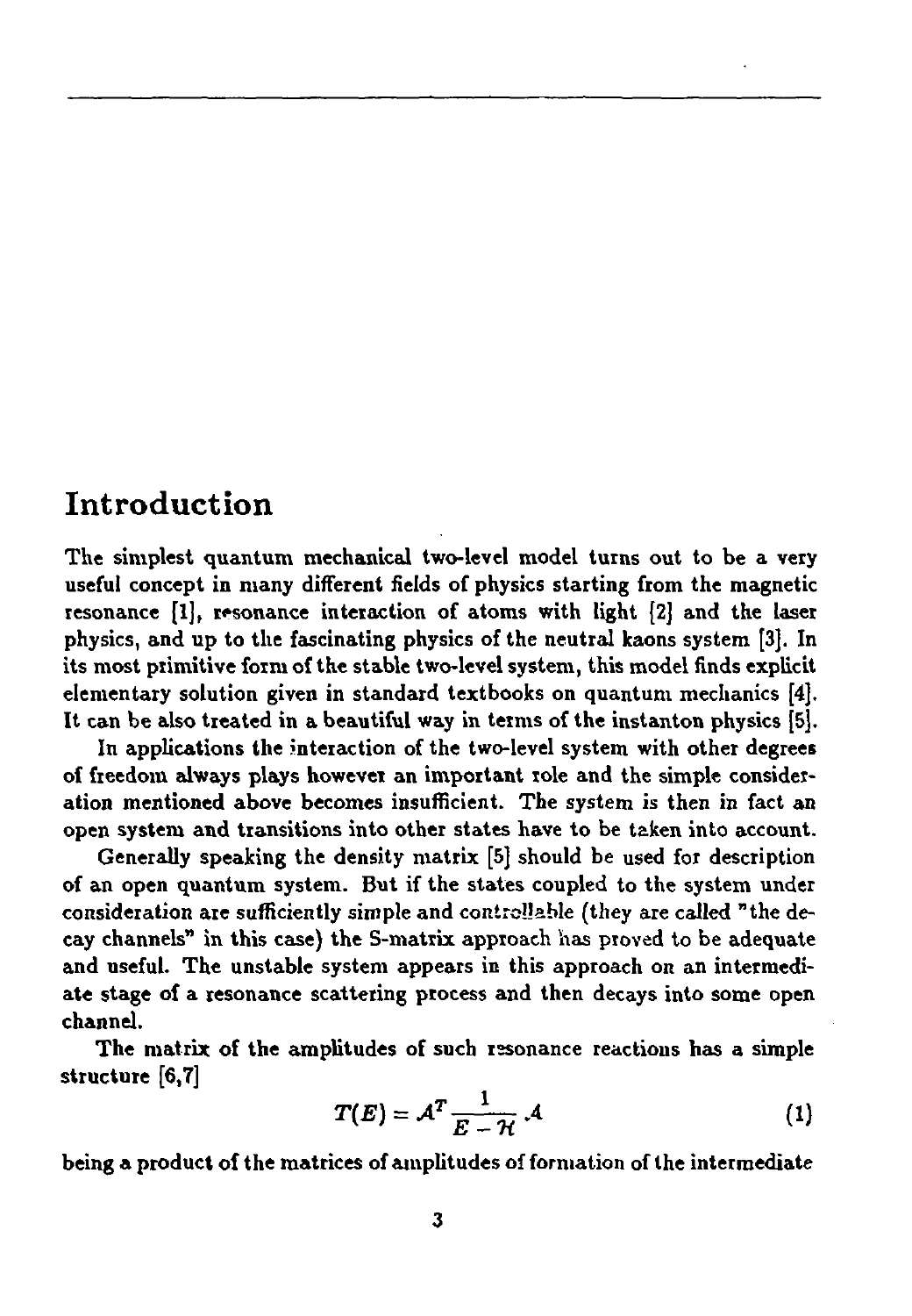# Introduction

The simplest quantum mechanical two-level model turns out to be a very useful concept in many different fields of physics starting from the magnetic resonance [1], resonance interaction of atoms with light [2] and the laser physics, and up to the fascinating physics of the neutral kaons system [3]. In its most primitive form of the stable two-level system, this model finds explicit elementary solution given in standard textbooks on quantum mechanics [4]. It can be also treated in a beautiful way in terms of the instanton physics [5].

In applications the interaction of the two-level system with other degrees of freedom always plays however an important role and the simple consideration mentioned above becomes insufficient. The system is then in fact an open system and transitions into other states have to be taken into account.

Generally speaking the density matrix [5] should be used for description of an open quantum system. But if the states coupled to the system under consideration are sufficiently simple and controllable (they are called "the decay channels" in this case) the S-matrix approach has proved to be adequate and useful. The unstable system appears in this approach on an intermediate stage of a resonance scattering process and then decays into some open channel.

The matrix of the amplitudes of such resonance reactions has a simple structure [6,7]

$$T(E) = \mathcal{A}^T \frac{1}{E - \mathcal{H}} \mathcal{A} \tag{1}$$

being a product of the matrices of amplitudes of formation of the intermediate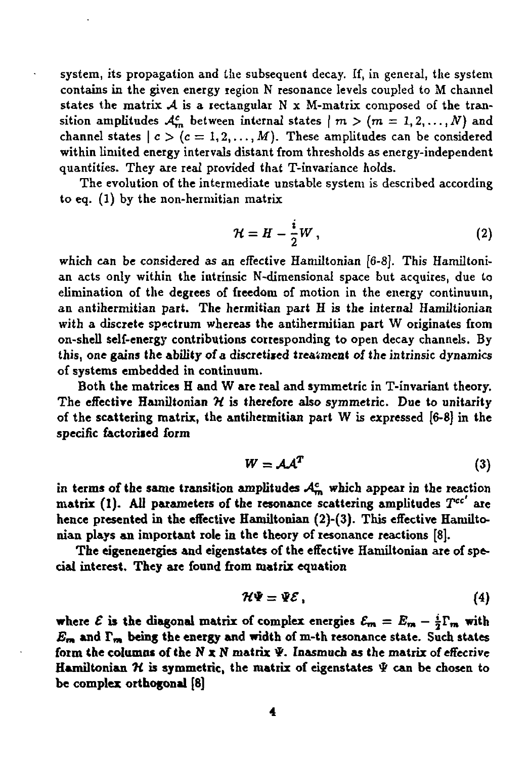system, its propagation and the subsequent decay. If, in general, the system contains in the given energy region N resonance levels coupled to M channel states the matrix $\mathcal{A}$ is a rectangular N x M-matrix composed of the transition amplitudes $\mathcal{A}^c_m$ between internal states $| m >$ $(m = 1, 2, \ldots, N)$ and channel states $| c >$ $(c = 1, 2, \ldots, M)$. These amplitudes can be considered within limited energy intervals distant from thresholds as energy-independent quantities. They are real provided that T-invariance holds.

The evolution of the intermediate unstable system is described according to eq. (1) by the non-hermitian matrix

$$\mathcal{H} = H - \frac{i}{2} W , \tag{2}$$

which can be considered as an effective Hamiltonian [6-8]. This Hamiltonian acts only within the intrinsic N-dimensional space but acquires, due to elimination of the degrees of freedom of motion in the energy continuum, an antihermitian part. The hermitian part H is the internal Hamiltonian with a discrete spectrum whereas the antihermitian part W originates from on-shell self-energy contributions corresponding to open decay channels. By this, one gains the ability of a discretised treatment of the intrinsic dynamics of systems embedded in continuum.

Both the matrices H and W are real and symmetric in T-invariant theory. The effective Hamiltonian $\mathcal{H}$ is therefore also symmetric. Due to unitarity of the scattering matrix, the antihermitian part W is expressed [6-8] in the specific factorised form

$$W = \mathcal{A}\mathcal{A}^T \tag{3}$$

in terms of the same transition amplitudes $\mathcal{A}^c_m$ which appear in the reaction matrix (1). All parameters of the resonance scattering amplitudes $T^{cc'}$ are hence presented in the effective Hamiltonian (2)-(3). This effective Hamiltonian plays an important role in the theory of resonance reactions [8].

The eigenenergies and eigenstates of the effective Hamiltonian are of special interest. They are found from matrix equation

$$\mathcal{H}\Psi = \Psi\mathcal{E} , \tag{4}$$

where $\mathcal{E}$ is the diagonal matrix of complex energies $\mathcal{E}_m = E_m - \frac{i}{2}\Gamma_m$ with $E_m$ and $\Gamma_m$ being the energy and width of m-th resonance state. Such states form the columns of the $N$ x $N$ matrix $\Psi$. Inasmuch as the matrix of effecrive Hamiltonian $\mathcal{H}$ is symmetric, the matrix of eigenstates $\Psi$ can be chosen to be complex orthogonal [8]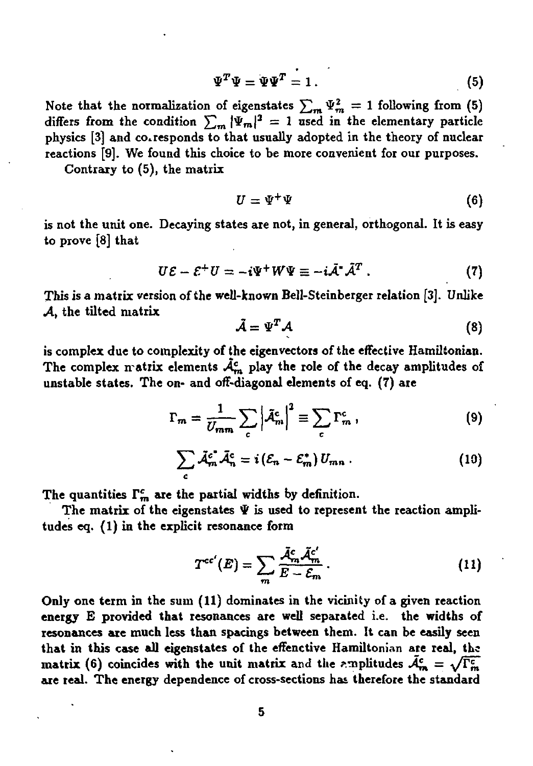$$\Psi^T \Psi = \Psi \Psi^T = 1\,. \tag{5}$$

Note that the normalization of eigenstates $\sum_m \Psi_m^2 = 1$ following from (5) differs from the condition $\sum_m |\Psi_m|^2 = 1$ used in the elementary particle physics [3] and corresponds to that usually adopted in the theory of nuclear reactions [9]. We found this choice to be more convenient for our purposes.

Contrary to (5), the matrix

$$U = \Psi^+ \Psi \tag{6}$$

is not the unit one. Decaying states are not, in general, orthogonal. It is easy to prove [8] that

$$U\mathcal{E} - \mathcal{E}^+ U = -i\Psi^+ W \Psi \equiv -i\tilde{\mathcal{A}}^* \tilde{\mathcal{A}}^T\,. \tag{7}$$

This is a matrix version of the well-known Bell-Steinberger relation [3]. Unlike $\mathcal{A}$, the tilted matrix

$$\tilde{\mathcal{A}} = \Psi^T \mathcal{A} \tag{8}$$

is complex due to complexity of the eigenvectors of the effective Hamiltonian. The complex matrix elements $\tilde{\mathcal{A}}_m^c$ play the role of the decay amplitudes of unstable states. The on- and off-diagonal elements of eq. (7) are

$$\Gamma_m = \frac{1}{U_{mm}} \sum_c \left|\tilde{\mathcal{A}}_m^c\right|^2 \equiv \sum_c \Gamma_m^c\,, \tag{9}$$

$$\sum_c \tilde{\mathcal{A}}_m^{c*} \tilde{\mathcal{A}}_n^c = i\,(\mathcal{E}_n - \mathcal{E}_m^*)\,U_{mn}\,. \tag{10}$$

The quantities $\Gamma_m^c$ are the partial widths by definition.

The matrix of the eigenstates $\Psi$ is used to represent the reaction amplitudes eq. (1) in the explicit resonance form

$$T^{cc'}(E) = \sum_m \frac{\tilde{\mathcal{A}}_m^c \tilde{\mathcal{A}}_m^{c'}}{E - \mathcal{E}_m}\,. \tag{11}$$

Only one term in the sum (11) dominates in the vicinity of a given reaction energy E provided that resonances are well separated i.e. the widths of resonances are much less than spacings between them. It can be easily seen that in this case all eigenstates of the effenctive Hamiltonian are real, the matrix (6) coincides with the unit matrix and the amplitudes $\tilde{\mathcal{A}}_m^c = \sqrt{\Gamma_m^c}$ are real. The energy dependence of cross-sections has therefore the standard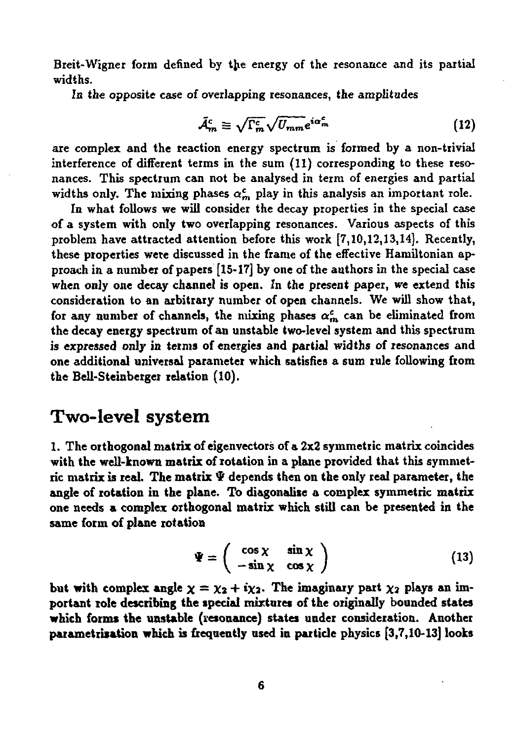Breit-Wigner form defined by the energy of the resonance and its partial widths.

*In the opposite case of overlapping resonances, the amplitudes*

$$\tilde{\mathcal{A}}_m^c \cong \sqrt{\Gamma_m^c}\sqrt{U_{mm}}e^{i\alpha_m^c} \tag{12}$$

are complex and the reaction energy spectrum is formed by a non-trivial interference of different terms in the sum (11) corresponding to these resonances. This spectrum can not be analysed in term of energies and partial widths only. The mixing phases $\alpha_m^c$ play in this analysis an important role.

In what follows we will consider the decay properties in the special case of a system with only two overlapping resonances. Various aspects of this problem have attracted attention before this work [7,10,12,13,14]. Recently, these properties were discussed in the frame of the effective Hamiltonian approach in a number of papers [15-17] by one of the authors in the special case when only one decay channel is open. *In the present paper, we extend this consideration to an arbitrary number of open channels.* We will show that, for any number of channels, the mixing phases $\alpha_m^c$ can be eliminated from the decay energy spectrum of an unstable two-level system and this spectrum is expressed *only in terms* of energies and partial widths of resonances and one additional universal parameter which satisfies a sum rule following from the Bell-Steinberger relation (10).

# Two-level system

**1. The orthogonal matrix of eigenvectors of a 2x2 symmetric matrix coincides with the well-known matrix of rotation in a plane provided that this symmetric matrix is real. The matrix $\Psi$ depends then on the only real parameter, the angle of rotation in the plane. To diagonalise a complex symmetric matrix one needs a complex orthogonal matrix which still can be presented in the same form of plane rotation**

$$\Psi = \begin{pmatrix} \cos\chi & \sin\chi \\ -\sin\chi & \cos\chi \end{pmatrix} \tag{13}$$

**but with complex angle $\chi = \chi_2 + i\chi_2$. The imaginary part $\chi_2$ plays an important role describing the special mixtures of the originally bounded states which forms the unstable (resonance) states under consideration. Another parametrisation which is frequently used in particle physics [3,7,10-13] looks**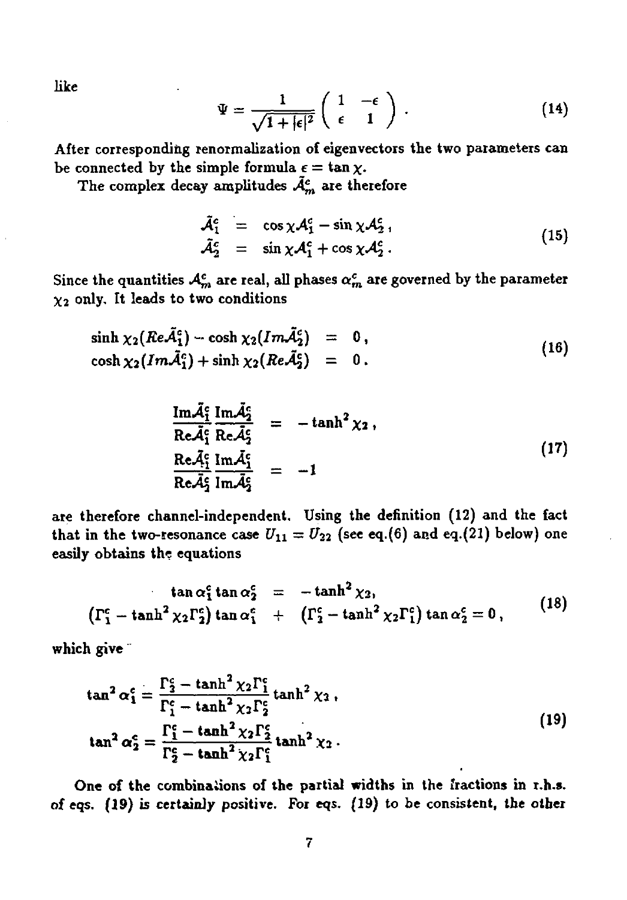like

$$\Psi = \frac{1}{\sqrt{1+|\epsilon|^2}} \begin{pmatrix} 1 & -\epsilon \\ \epsilon & 1 \end{pmatrix} . \tag{14}$$

After corresponding renormalization of eigenvectors the two parameters can be connected by the simple formula $\epsilon = \tan\chi$.

The complex decay amplitudes $\tilde{\mathcal{A}}^c_m$ are therefore

$$\begin{aligned} \tilde{\mathcal{A}}^c_1 &= \cos\chi \mathcal{A}^c_1 - \sin\chi \mathcal{A}^c_2 , \\ \tilde{\mathcal{A}}^c_2 &= \sin\chi \mathcal{A}^c_1 + \cos\chi \mathcal{A}^c_2 . \end{aligned} \tag{15}$$

Since the quantities $\mathcal{A}^c_m$ are real, all phases $\alpha^c_m$ are governed by the parameter $\chi_2$ only. It leads to two conditions

$$\begin{aligned} \sinh\chi_2 (Re\tilde{\mathcal{A}}^c_1) - \cosh\chi_2 (Im\tilde{\mathcal{A}}^c_2) &= 0 , \\ \cosh\chi_2 (Im\tilde{\mathcal{A}}^c_1) + \sinh\chi_2 (Re\tilde{\mathcal{A}}^c_2) &= 0 . \end{aligned} \tag{16}$$

$$\begin{aligned} \frac{\mathrm{Im}\tilde{\mathcal{A}}^c_1}{\mathrm{Re}\tilde{\mathcal{A}}^c_1} \frac{\mathrm{Im}\tilde{\mathcal{A}}^c_2}{\mathrm{Re}\tilde{\mathcal{A}}^c_2} &= -\tanh^2\chi_2 , \\ \frac{\mathrm{Re}\tilde{\mathcal{A}}^c_1}{\mathrm{Re}\tilde{\mathcal{A}}^c_2} \frac{\mathrm{Im}\tilde{\mathcal{A}}^c_1}{\mathrm{Im}\tilde{\mathcal{A}}^c_2} &= -1 \end{aligned} \tag{17}$$

are therefore channel-independent. Using the definition (12) and the fact that in the two-resonance case $U_{11} = U_{22}$ (see eq.(6) and eq.(21) below) one easily obtains the equations

$$\begin{aligned} \tan\alpha^c_1 \tan\alpha^c_2 &= -\tanh^2\chi_2 , \\ \left(\Gamma^c_1 - \tanh^2\chi_2 \Gamma^c_2\right)\tan\alpha^c_1 &+ \left(\Gamma^c_2 - \tanh^2\chi_2 \Gamma^c_1\right)\tan\alpha^c_2 = 0 , \end{aligned} \tag{18}$$

which give

$$\begin{aligned} \tan^2\alpha^c_1 &= \frac{\Gamma^c_2 - \tanh^2\chi_2 \Gamma^c_1}{\Gamma^c_1 - \tanh^2\chi_2 \Gamma^c_2} \tanh^2\chi_2 , \\ \tan^2\alpha^c_2 &= \frac{\Gamma^c_1 - \tanh^2\chi_2 \Gamma^c_2}{\Gamma^c_2 - \tanh^2\chi_2 \Gamma^c_1} \tanh^2\chi_2 . \end{aligned} \tag{19}$$

One of the combinations of the partial widths in the fractions in r.h.s. of eqs. (19) is certainly positive. For eqs. (19) to be consistent, the other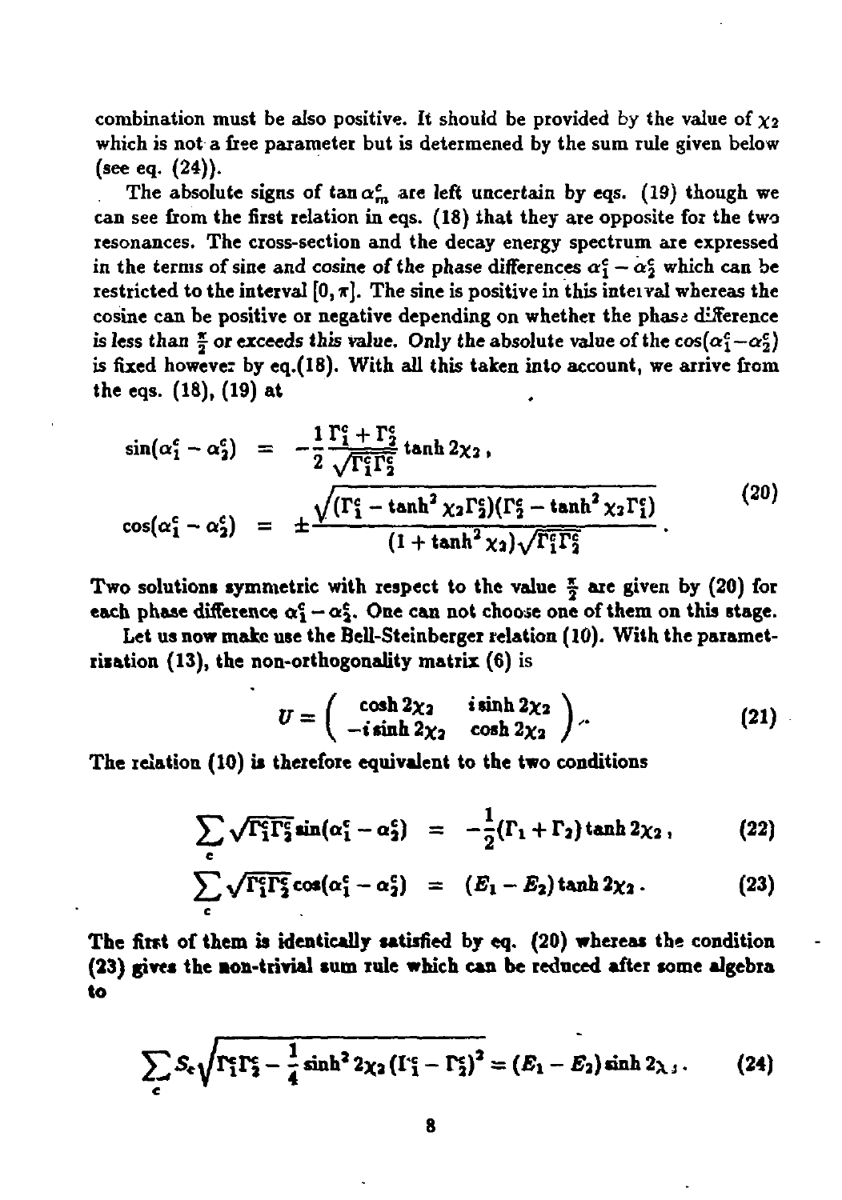combination must be also positive. It should be provided by the value of $\chi_2$ which is not a free parameter but is determened by the sum rule given below (see eq. (24)).

The absolute signs of $\tan\alpha^c_m$ are left uncertain by eqs. (19) though we can see from the first relation in eqs. (18) that they are opposite for the two resonances. The cross-section and the decay energy spectrum are expressed in the terms of sine and cosine of the phase differences $\alpha^c_1 - \alpha^c_2$ which can be restricted to the interval $[0, \pi]$. The sine is positive in this interval whereas the cosine can be positive or negative depending on whether the phase difference is less than $\frac{\pi}{2}$ or exceeds this value. Only the absolute value of the $\cos(\alpha^c_1 - \alpha^c_2)$ is fixed however by eq.(18). With all this taken into account, we arrive from the eqs. (18), (19) at

$$\begin{aligned}
\sin(\alpha^c_1 - \alpha^c_2) &= -\frac{1}{2}\frac{\Gamma^c_1 + \Gamma^c_2}{\sqrt{\Gamma^c_1\Gamma^c_2}}\tanh 2\chi_2\,, \\
\cos(\alpha^c_1 - \alpha^c_2) &= \pm\frac{\sqrt{(\Gamma^c_1 - \tanh^2\chi_2\Gamma^c_2)(\Gamma^c_2 - \tanh^2\chi_2\Gamma^c_1)}}{(1 + \tanh^2\chi_2)\sqrt{\Gamma^c_1\Gamma^c_2}}\,.
\end{aligned} \tag{20}$$

Two solutions symmetric with respect to the value $\frac{\pi}{2}$ are given by (20) for each phase difference $\alpha^c_1 - \alpha^c_2$. One can not choose one of them on this stage.

Let us now make use the Bell-Steinberger relation (10). With the parametrisation (13), the non-orthogonality matrix (6) is

$$U = \begin{pmatrix} \cosh 2\chi_2 & i\sinh 2\chi_2 \\ -i\sinh 2\chi_2 & \cosh 2\chi_2 \end{pmatrix}. \tag{21}$$

The relation (10) is therefore equivalent to the two conditions

$$\sum_c \sqrt{\Gamma^c_1\Gamma^c_2}\sin(\alpha^c_1 - \alpha^c_2) = -\frac{1}{2}(\Gamma_1 + \Gamma_2)\tanh 2\chi_2\,, \tag{22}$$

$$\sum_c \sqrt{\Gamma^c_1\Gamma^c_2}\cos(\alpha^c_1 - \alpha^c_2) = (E_1 - E_2)\tanh 2\chi_2\,. \tag{23}$$

The first of them is identically satisfied by eq. (20) whereas the condition (23) gives the non-trivial sum rule which can be reduced after some algebra to

$$\sum_c S_c\sqrt{\Gamma^c_1\Gamma^c_2 - \frac{1}{4}\sinh^2 2\chi_2(\Gamma^c_1 - \Gamma^c_2)^2} = (E_1 - E_2)\sinh 2\chi_2\,. \tag{24}$$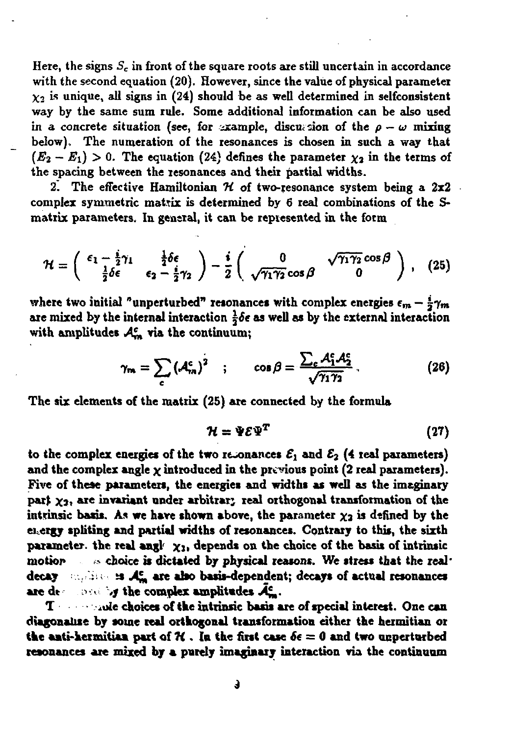Here, the signs $S_c$ in front of the square roots are still uncertain in accordance with the second equation (20). However, since the value of physical parameter $\chi_2$ is unique, all signs in (24) should be as well determined in selfconsistent way by the same sum rule. Some additional information can be also used in a concrete situation (see, for example, discussion of the $\rho - \omega$ mixing below). The numeration of the resonances is chosen in such a way that $(E_2 - E_1) > 0$. The equation (24) defines the parameter $\chi_2$ in the terms of the spacing between the resonances and their partial widths.

2. The effective Hamiltonian $\mathcal{H}$ of two-resonance system being a 2x2 complex symmetric matrix is determined by 6 real combinations of the S-matrix parameters. In general, it can be represented in the form

$$\mathcal{H} = \begin{pmatrix} \epsilon_1 - \frac{i}{2}\gamma_1 & \frac{1}{2}\delta\epsilon \\ \frac{1}{2}\delta\epsilon & \epsilon_2 - \frac{i}{2}\gamma_2 \end{pmatrix} - \frac{i}{2}\begin{pmatrix} 0 & \sqrt{\gamma_1\gamma_2}\cos\beta \\ \sqrt{\gamma_1\gamma_2}\cos\beta & 0 \end{pmatrix}, \quad (25)$$

where two initial "unperturbed" resonances with complex energies $\epsilon_m - \frac{i}{2}\gamma_m$ are mixed by the internal interaction $\frac{1}{2}\delta\epsilon$ as well as by the external interaction with amplitudes $\mathcal{A}^c_m$ via the continuum;

$$\gamma_m = \sum_c (\mathcal{A}^c_m)^2 \quad ; \qquad \cos\beta = \frac{\sum_c \mathcal{A}^c_1 \mathcal{A}^c_2}{\sqrt{\gamma_1\gamma_2}}. \quad (26)$$

The six elements of the matrix (25) are connected by the formula

$$\mathcal{H} = \Psi\mathcal{E}\Psi^T \quad (27)$$

to the complex energies of the two resonances $\mathcal{E}_1$ and $\mathcal{E}_2$ (4 real parameters) and the complex angle $\chi$ introduced in the previous point (2 real parameters). Five of these parameters, the energies and widths as well as the imaginary part $\chi_2$, are invariant under arbitrary real orthogonal transformation of the intrinsic basis. As we have shown above, the parameter $\chi_2$ is defined by the energy spliting and partial widths of resonances. Contrary to this, the sixth parameter, the real angle $\chi_1$, depends on the choice of the basis of intrinsic motion. This choice is dictated by physical reasons. We stress that the real decay amplitudes $\mathcal{A}^c_m$ are also basis-dependent; decays of actual resonances are determined by the complex amplitudes $\tilde{\mathcal{A}}^c_m$.

Two possible choices of the intrinsic basis are of special interest. One can diagonalize by some real orthogonal transformation either the hermitian or the anti-hermitian part of $\mathcal{H}$. In the first case $\delta\epsilon = 0$ and two unperturbed resonances are mixed by a purely imaginary interaction via the continuum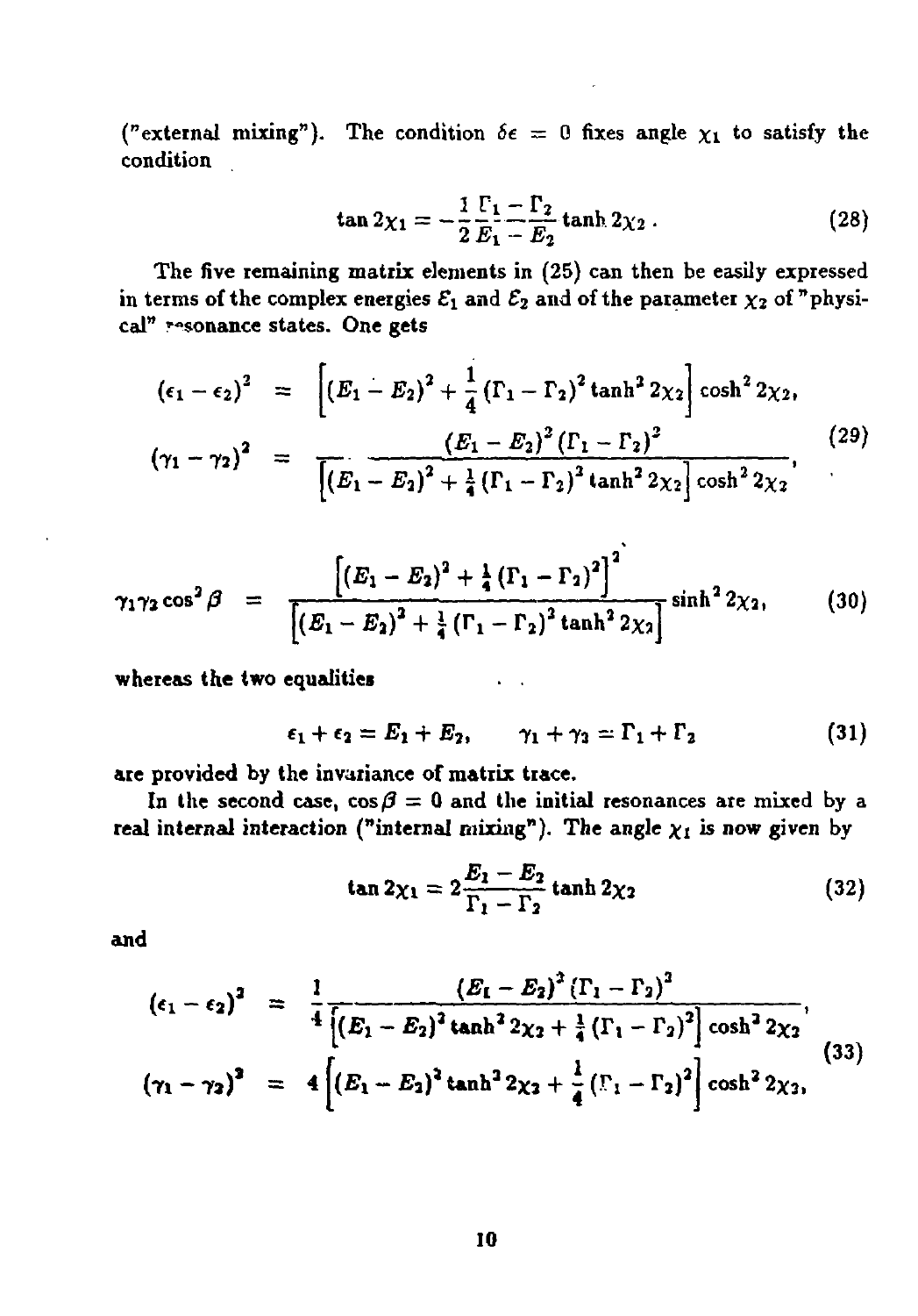("external mixing"). The condition $\delta\epsilon = 0$ fixes angle $\chi_1$ to satisfy the condition

$$\tan 2\chi_1 = -\frac{1}{2}\frac{\Gamma_1 - \Gamma_2}{E_1 - E_2}\tanh 2\chi_2 . \tag{28}$$

The five remaining matrix elements in (25) can then be easily expressed in terms of the complex energies $\mathcal{E}_1$ and $\mathcal{E}_2$ and of the parameter $\chi_2$ of "physical" resonance states. One gets

$$\begin{aligned}
(\epsilon_1 - \epsilon_2)^2 &= \left[(E_1 - E_2)^2 + \frac{1}{4}(\Gamma_1 - \Gamma_2)^2 \tanh^2 2\chi_2\right]\cosh^2 2\chi_2, \\
(\gamma_1 - \gamma_2)^2 &= \frac{(E_1 - E_2)^2 (\Gamma_1 - \Gamma_2)^2}{\left[(E_1 - E_2)^2 + \frac{1}{4}(\Gamma_1 - \Gamma_2)^2 \tanh^2 2\chi_2\right]\cosh^2 2\chi_2},
\end{aligned} \tag{29}$$

$$\gamma_1\gamma_2 \cos^2\beta = \frac{\left[(E_1 - E_2)^2 + \frac{1}{4}(\Gamma_1 - \Gamma_2)^2\right]^2}{\left[(E_1 - E_2)^2 + \frac{1}{4}(\Gamma_1 - \Gamma_2)^2 \tanh^2 2\chi_2\right]}\sinh^2 2\chi_2, \tag{30}$$

whereas the two equalities

$$\epsilon_1 + \epsilon_2 = E_1 + E_2, \qquad \gamma_1 + \gamma_2 = \Gamma_1 + \Gamma_2 \tag{31}$$

are provided by the invariance of matrix trace.

In the second case, $\cos\beta = 0$ and the initial resonances are mixed by a real internal interaction ("internal mixing"). The angle $\chi_1$ is now given by

$$\tan 2\chi_1 = 2\frac{E_1 - E_2}{\Gamma_1 - \Gamma_2}\tanh 2\chi_2 \tag{32}$$

and

$$\begin{aligned}
(\epsilon_1 - \epsilon_2)^2 &= \frac{1}{4}\frac{(E_1 - E_2)^2 (\Gamma_1 - \Gamma_2)^2}{\left[(E_1 - E_2)^2 \tanh^2 2\chi_2 + \frac{1}{4}(\Gamma_1 - \Gamma_2)^2\right]\cosh^2 2\chi_2}, \\
(\gamma_1 - \gamma_2)^2 &= 4\left[(E_1 - E_2)^2 \tanh^2 2\chi_2 + \frac{1}{4}(\Gamma_1 - \Gamma_2)^2\right]\cosh^2 2\chi_2,
\end{aligned} \tag{33}$$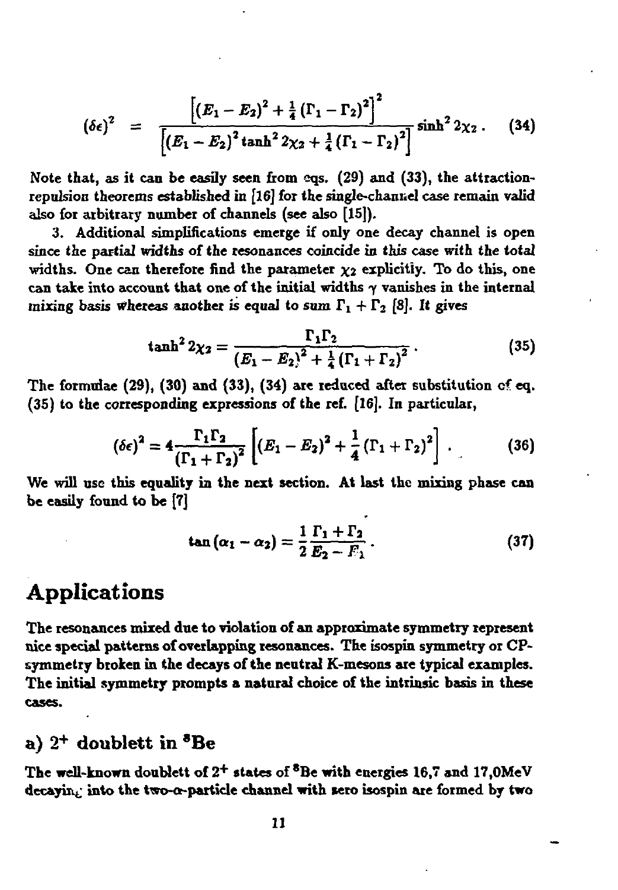$$(\delta\epsilon)^2 = \frac{\left[(E_1 - E_2)^2 + \frac{1}{4}(\Gamma_1 - \Gamma_2)^2\right]^2}{\left[(E_1 - E_2)^2 \tanh^2 2\chi_2 + \frac{1}{4}(\Gamma_1 - \Gamma_2)^2\right]} \sinh^2 2\chi_2 \, . \tag{34}$$

Note that, as it can be easily seen from eqs. (29) and (33), the attraction-repulsion theorems established in [16] for the single-channel case remain valid also for arbitrary number of channels (see also [15]).

3. Additional simplifications emerge if only one decay channel is open since the partial widths of the resonances coincide in this case with the total widths. One can therefore find the parameter $\chi_2$ explicitly. To do this, one can take into account that one of the initial widths $\gamma$ vanishes in the internal mixing basis whereas another is equal to sum $\Gamma_1 + \Gamma_2$ [8]. It gives

$$\tanh^2 2\chi_2 = \frac{\Gamma_1 \Gamma_2}{(E_1 - E_2)^2 + \frac{1}{4}(\Gamma_1 + \Gamma_2)^2} \, . \tag{35}$$

The formulae (29), (30) and (33), (34) are reduced after substitution of eq. (35) to the corresponding expressions of the ref. [16]. In particular,

$$(\delta\epsilon)^2 = 4\frac{\Gamma_1 \Gamma_2}{(\Gamma_1 + \Gamma_2)^2}\left[(E_1 - E_2)^2 + \frac{1}{4}(\Gamma_1 + \Gamma_2)^2\right] \, . \tag{36}$$

We will use this equality in the next section. At last the mixing phase can be easily found to be [7]

$$\tan(\alpha_1 - \alpha_2) = \frac{1}{2}\frac{\Gamma_1 + \Gamma_2}{E_2 - E_1} \, . \tag{37}$$

# Applications

The resonances mixed due to violation of an approximate symmetry represent nice special patterns of overlapping resonances. The isospin symmetry or CP-symmetry broken in the decays of the neutral K-mesons are typical examples. The initial symmetry prompts a natural choice of the intrinsic basis in these cases.

## a) $2^+$ doublett in $^8$Be

The well-known doublett of $2^+$ states of $^8$Be with energies 16,7 and 17,0MeV decaying into the two-$\alpha$-particle channel with zero isospin are formed by two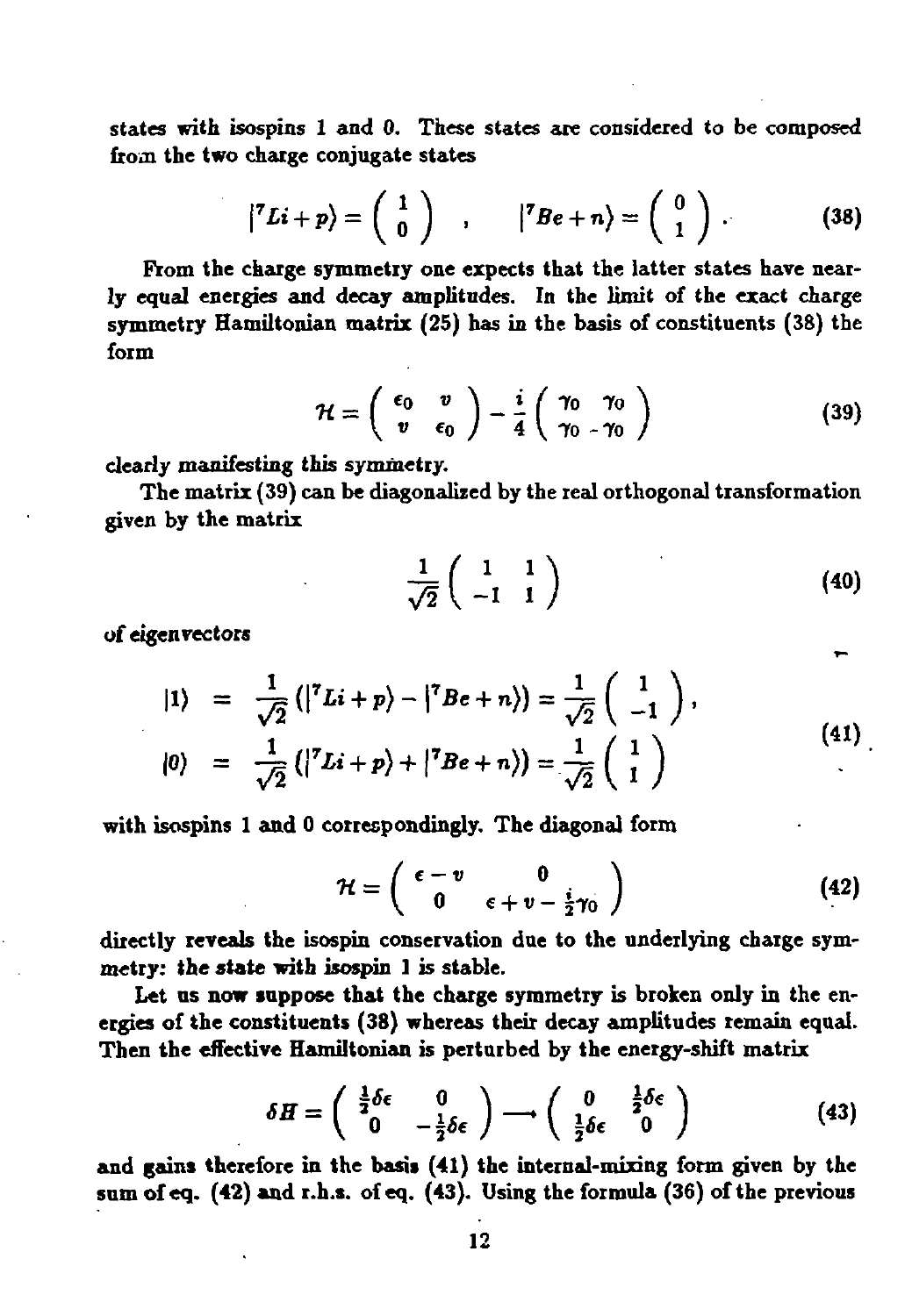states with isospins 1 and 0. These states are considered to be composed from the two charge conjugate states

$$|^7Li + p\rangle = \begin{pmatrix} 1 \\ 0 \end{pmatrix} \quad , \quad |^7Be + n\rangle = \begin{pmatrix} 0 \\ 1 \end{pmatrix} . \tag{38}$$

From the charge symmetry one expects that the latter states have nearly equal energies and decay amplitudes. In the limit of the exact charge symmetry Hamiltonian matrix (25) has in the basis of constituents (38) the form

$$\mathcal{H} = \begin{pmatrix} \epsilon_0 & v \\ v & \epsilon_0 \end{pmatrix} - \frac{i}{4} \begin{pmatrix} \gamma_0 & \gamma_0 \\ \gamma_0 & -\gamma_0 \end{pmatrix} \tag{39}$$

clearly manifesting this symmetry.

The matrix (39) can be diagonalized by the real orthogonal transformation given by the matrix

$$\frac{1}{\sqrt{2}} \begin{pmatrix} 1 & 1 \\ -1 & 1 \end{pmatrix} \tag{40}$$

of eigenvectors

$$\begin{aligned} |1\rangle &= \frac{1}{\sqrt{2}} \left( |^7Li + p\rangle - |^7Be + n\rangle \right) = \frac{1}{\sqrt{2}} \begin{pmatrix} 1 \\ -1 \end{pmatrix}, \\ |0\rangle &= \frac{1}{\sqrt{2}} \left( |^7Li + p\rangle + |^7Be + n\rangle \right) = \frac{1}{\sqrt{2}} \begin{pmatrix} 1 \\ 1 \end{pmatrix} \end{aligned} \tag{41}$$

with isospins 1 and 0 correspondingly. The diagonal form

$$\mathcal{H} = \begin{pmatrix} \epsilon - v & 0 \\ 0 & \epsilon + v - \frac{i}{2}\gamma_0 \end{pmatrix} \tag{42}$$

directly reveals the isospin conservation due to the underlying charge symmetry: the state with isospin 1 is stable.

Let us now suppose that the charge symmetry is broken only in the energies of the constituents (38) whereas their decay amplitudes remain equal. Then the effective Hamiltonian is perturbed by the energy-shift matrix

$$\delta H = \begin{pmatrix} \frac{1}{2}\delta\epsilon & 0 \\ 0 & -\frac{1}{2}\delta\epsilon \end{pmatrix} \longrightarrow \begin{pmatrix} 0 & \frac{1}{2}\delta\epsilon \\ \frac{1}{2}\delta\epsilon & 0 \end{pmatrix} \tag{43}$$

and gains therefore in the basis (41) the internal-mixing form given by the sum of eq. (42) and r.h.s. of eq. (43). Using the formula (36) of the previous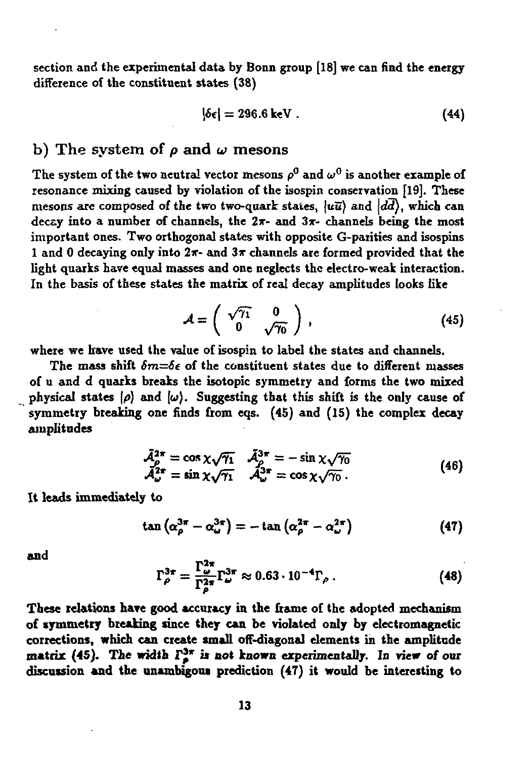section and the experimental data by Bonn group [18] we can find the energy difference of the constituent states (38)

$$|\delta\epsilon| = 296.6\,\mathrm{keV}\,. \tag{44}$$

## b) The system of $\rho$ and $\omega$ mesons

The system of the two neutral vector mesons $\rho^0$ and $\omega^0$ is another example of resonance mixing caused by violation of the isospin conservation [19]. These mesons are composed of the two two-quark states, $|u\bar{u}\rangle$ and $|d\bar{d}\rangle$, which can decay into a number of channels, the $2\pi$- and $3\pi$- channels being the most important ones. Two orthogonal states with opposite G-parities and isospins 1 and 0 decaying only into $2\pi$- and $3\pi$ channels are formed provided that the light quarks have equal masses and one neglects the electro-weak interaction. In the basis of these states the matrix of real decay amplitudes looks like

$$\mathcal{A} = \begin{pmatrix} \sqrt{\gamma_1} & 0 \\ 0 & \sqrt{\gamma_0} \end{pmatrix}, \tag{45}$$

where we have used the value of isospin to label the states and channels.

The mass shift $\delta m = \delta\epsilon$ of the constituent states due to different masses of u and d quarks breaks the isotopic symmetry and forms the two mixed physical states $|\rho\rangle$ and $|\omega\rangle$. Suggesting that this shift is the only cause of symmetry breaking one finds from eqs. (45) and (15) the complex decay amplitudes

$$\begin{array}{ll} \tilde{\mathcal{A}}_\rho^{2\pi} = \cos\chi\sqrt{\gamma_1} & \tilde{\mathcal{A}}_\rho^{3\pi} = -\sin\chi\sqrt{\gamma_0} \\ \tilde{\mathcal{A}}_\omega^{2\pi} = \sin\chi\sqrt{\gamma_1} & \tilde{\mathcal{A}}_\omega^{3\pi} = \cos\chi\sqrt{\gamma_0}\,. \end{array} \tag{46}$$

It leads immediately to

$$\tan\left(\alpha_\rho^{3\pi} - \alpha_\omega^{3\pi}\right) = -\tan\left(\alpha_\rho^{2\pi} - \alpha_\omega^{2\pi}\right) \tag{47}$$

and

$$\Gamma_\rho^{3\pi} = \frac{\Gamma_\omega^{2\pi}}{\Gamma_\rho^{2\pi}}\Gamma_\omega^{3\pi} \approx 0.63\cdot 10^{-4}\Gamma_\rho\,. \tag{48}$$

These relations have good accuracy in the frame of the adopted mechanism of symmetry breaking since they can be violated only by electromagnetic corrections, which can create small off-diagonal elements in the amplitude matrix (45). *The width $\Gamma_\rho^{3\pi}$ is not known experimentally. In view of our discussion and the unambigous prediction (47) it would be interesting to*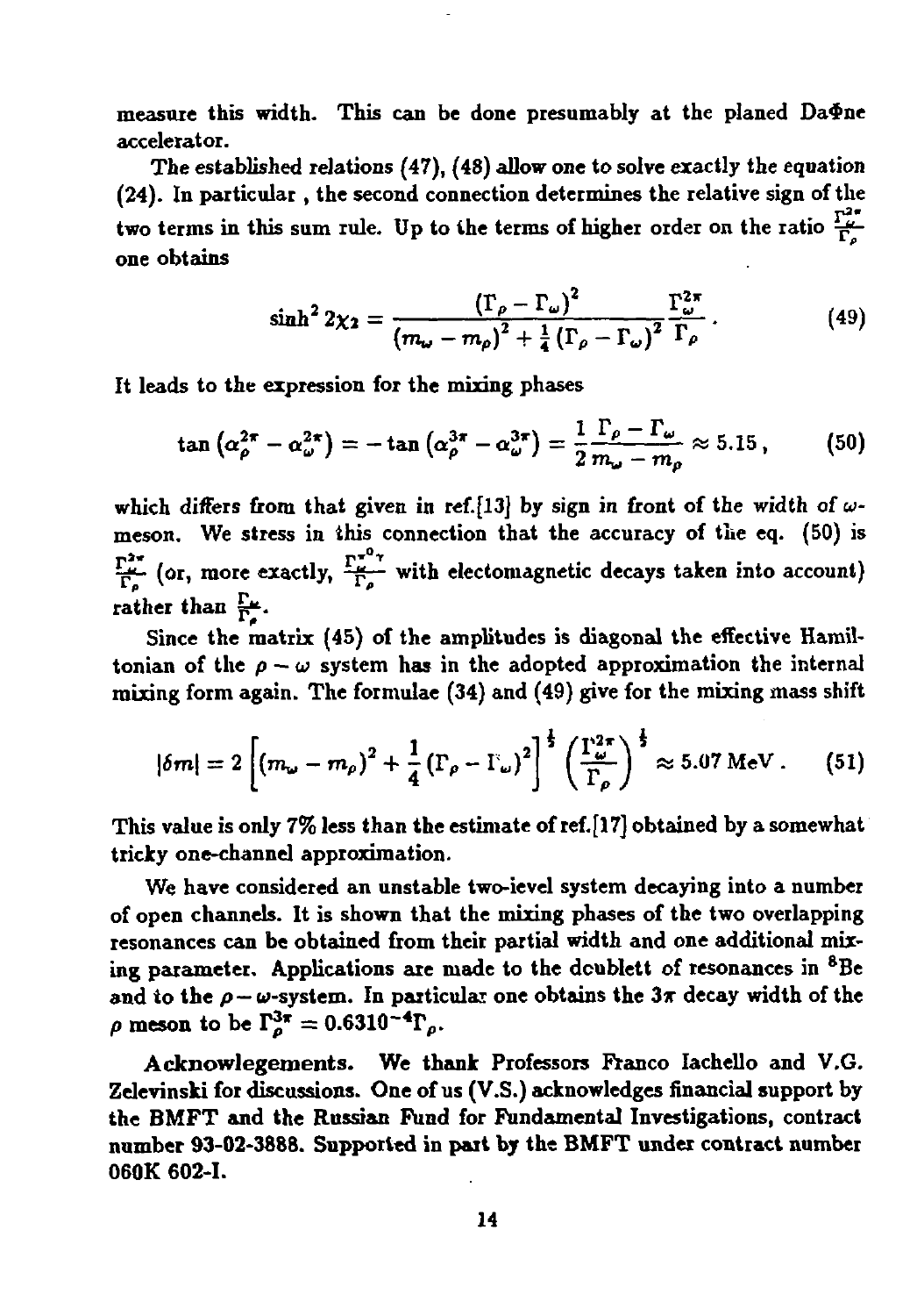measure this width. This can be done presumably at the planed Da$\Phi$ne accelerator.

The established relations (47), (48) allow one to solve exactly the equation (24). In particular , the second connection determines the relative sign of the two terms in this sum rule. Up to the terms of higher order on the ratio $\frac{\Gamma_\omega^{2\pi}}{\Gamma_\rho}$ one obtains

$$\sinh^2 2\chi_2 = \frac{(\Gamma_\rho - \Gamma_\omega)^2}{(m_\omega - m_\rho)^2 + \frac{1}{4}(\Gamma_\rho - \Gamma_\omega)^2} \frac{\Gamma_\omega^{2\pi}}{\Gamma_\rho} . \tag{49}$$

It leads to the expression for the mixing phases

$$\tan\left(\alpha_\rho^{2\pi} - \alpha_\omega^{2\pi}\right) = -\tan\left(\alpha_\rho^{3\pi} - \alpha_\omega^{3\pi}\right) = \frac{1}{2}\frac{\Gamma_\rho - \Gamma_\omega}{m_\omega - m_\rho} \approx 5.15 , \tag{50}$$

which differs from that given in ref.[13] by sign in front of the width of $\omega$-meson. We stress in this connection that the accuracy of the eq. (50) is $\frac{\Gamma_\omega^{2\pi}}{\Gamma_\rho}$ (or, more exactly, $\frac{\Gamma_\omega^{\pi^0\gamma}}{\Gamma_\rho}$ with electomagnetic decays taken into account) rather than $\frac{\Gamma_\omega}{\Gamma_\rho}$.

Since the matrix (45) of the amplitudes is diagonal the effective Hamiltonian of the $\rho - \omega$ system has in the adopted approximation the internal mixing form again. The formulae (34) and (49) give for the mixing mass shift

$$|\delta m| = 2\left[(m_\omega - m_\rho)^2 + \frac{1}{4}(\Gamma_\rho - \Gamma_\omega)^2\right]^{\frac{1}{2}} \left(\frac{\Gamma_\omega^{2\pi}}{\Gamma_\rho}\right)^{\frac{1}{2}} \approx 5.07\,\mathrm{MeV} . \tag{51}$$

This value is only 7% less than the estimate of ref.[17] obtained by a somewhat tricky one-channel approximation.

We have considered an unstable two-level system decaying into a number of open channels. It is shown that the mixing phases of the two overlapping resonances can be obtained from their partial width and one additional mixing parameter. Applications are made to the doublett of resonances in $^8$Be and to the $\rho - \omega$-system. In particular one obtains the $3\pi$ decay width of the $\rho$ meson to be $\Gamma_\rho^{3\pi} = 0.63 10^{-4}\Gamma_\rho$.

**Acknowlegements.** We thank Professors Franco Iachello and V.G. Zelevinski for discussions. One of us (V.S.) acknowledges financial support by the BMFT and the Russian Fund for Fundamental Investigations, contract number 93-02-3888. Supported in part by the BMFT under contract number 060K 602-I.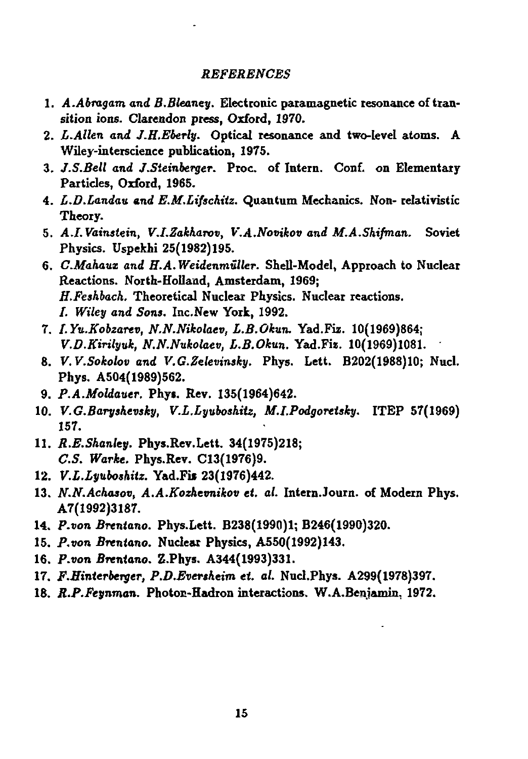*REFERENCES*

1. *A.Abragam and B.Bleaney.* Electronic paramagnetic resonance of transition ions. Clarendon press, Oxford, 1970.
2. *L.Allen and J.H.Eberly.* Optical resonance and two-level atoms. A Wiley-interscience publication, 1975.
3. *J.S.Bell and J.Steinberger.* Proc. of Intern. Conf. on Elementary Particles, Oxford, 1965.
4. *L.D.Landau and E.M.Lifschitz.* Quantum Mechanics. Non- relativistic Theory.
5. *A.I.Vainstein, V.I.Zakharov, V.A.Novikov and M.A.Shifman.* Soviet Physics. Uspekhi 25(1982)195.
6. *C.Mahaux and H.A.Weidenmüller.* Shell-Model, Approach to Nuclear Reactions. North-Holland, Amsterdam, 1969;
   *H.Feshbach.* Theoretical Nuclear Physics. Nuclear reactions.
   *I. Wiley and Sons.* Inc.New York, 1992.
7. *I.Yu.Kobzarev, N.N.Nikolaev, L.B.Okun.* Yad.Fiz. 10(1969)864;
   *V.D.Kirilyuk, N.N.Nukolaev, L.B.Okun.* Yad.Fiz. 10(1969)1081.
8. *V.V.Sokolov and V.G.Zelevinsky.* Phys. Lett. B202(1988)10; Nucl. Phys. A504(1989)562.
9. *P.A.Moldauer.* Phys. Rev. 135(1964)642.
10. *V.G.Baryshevsky, V.L.Lyuboshitz, M.I.Podgoretsky.* ITEP 57(1969) 157.
11. *R.E.Shanley.* Phys.Rev.Lett. 34(1975)218;
    *C.S. Warke.* Phys.Rev. C13(1976)9.
12. *V.L.Lyuboshitz.* Yad.Fiz 23(1976)442.
13. *N.N.Achasov, A.A.Kozhevnikov et. al.* Intern.Journ. of Modern Phys. A7(1992)3187.
14. *P.von Brentano.* Phys.Lett. B238(1990)1; B246(1990)320.
15. *P.von Brentano.* Nuclear Physics, A550(1992)143.
16. *P.von Brentano.* Z.Phys. A344(1993)331.
17. *F.Hinterberger, P.D.Eversheim et. al.* Nucl.Phys. A299(1978)397.
18. *R.P.Feynman.* Photon-Hadron interactions. W.A.Benjamin, 1972.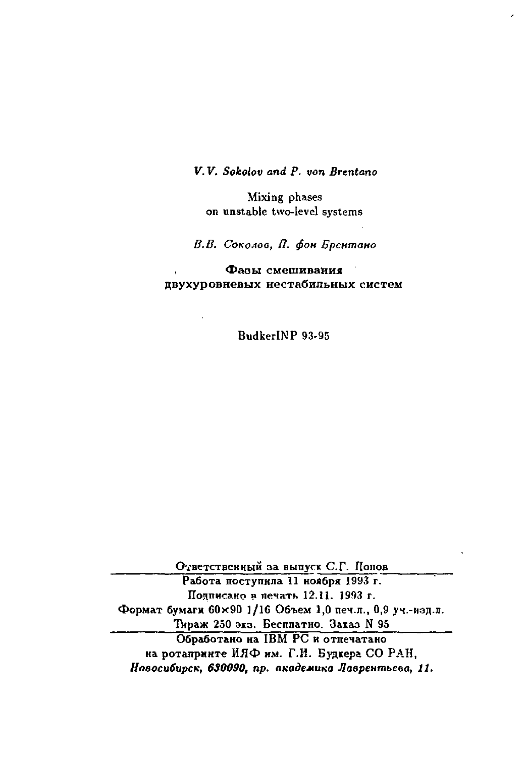*V.V. Sokolov and P. von Brentano*

Mixing phases
on unstable two-level systems

*В.В. Соколов, П. фон Брентано*

**Фазы смешивания
двухуровневых нестабильных систем**

BudkerINP 93-95

Ответственный за выпуск С.Г. Попов

---

Работа поступила 11 ноября 1993 г.

Подписано в печать 12.11. 1993 г.

Формат бумаги 60×90 1/16 Объем 1,0 печ.л., 0,9 уч.-изд.л.

Тираж 250 экз. Бесплатно. Заказ N 95

---

Обработано на IBM PC и отпечатано
на ротапринте ИЯФ им. Г.И. Будкера СО РАН,
***Новосибирск, 630090, пр. академика Лаврентьева, 11.***